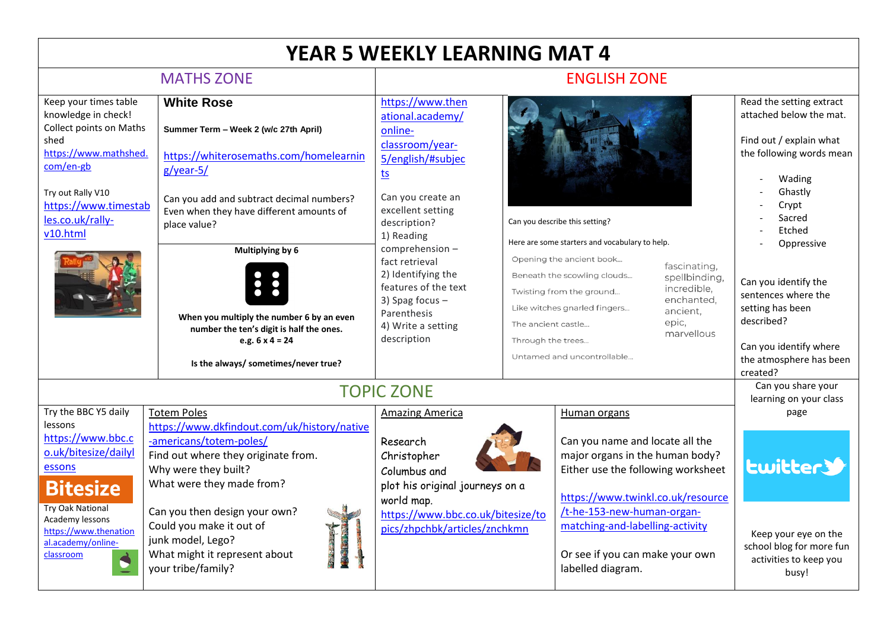# YEAR 5 WEEKLY LEARNING MAT 4

## MATHS ZONE

Keep your times table knowledge in check! Collect points on Maths shed
https://www.mathshed.com/en-gb

Try out Rally V10
https://www.timestables.co.uk/rally-v10.html

### White Rose

**Summer Term – Week 2 (w/c 27th April)**

https://whiterosemaths.com/homelearning/year-5/

Can you add and subtract decimal numbers? Even when they have different amounts of place value?

**Multiplying by 6**

**When you multiply the number 6 by an even number the ten's digit is half the ones.**
**e.g. 6 x 4 = 24**

**Is the always/ sometimes/never true?**

## ENGLISH ZONE

https://www.thenational.academy/online-classroom/year-5/english/#subjects

Can you create an excellent setting description?

1) Reading comprehension – fact retrieval
2) Identifying the features of the text
3) Spag focus – Parenthesis
4) Write a setting description

Can you describe this setting?

Here are some starters and vocabulary to help.

| Starters | Vocabulary |
| --- | --- |
| Opening the ancient book... | fascinating, |
| Beneath the scowling clouds... | spellbinding, |
| Twisting from the ground... | incredible, |
| Like witches gnarled fingers... | enchanted, |
| The ancient castle... | ancient, |
| Through the trees... | epic, |
| Untamed and uncontrollable... | marvellous |

Read the setting extract attached below the mat.

Find out / explain what the following words mean

- Wading
- Ghastly
- Crypt
- Sacred
- Etched
- Oppressive

Can you identify the sentences where the setting has been described?

Can you identify where the atmosphere has been created?

## TOPIC ZONE

Try the BBC Y5 daily lessons
https://www.bbc.co.uk/bitesize/dailylessons

Bitesize

Try Oak National Academy lessons
https://www.thenational.academy/online-classroom

### Totem Poles

https://www.dkfindout.com/uk/history/native-americans/totem-poles/

Find out where they originate from.
Why were they built?
What were they made from?

Can you then design your own? Could you make it out of junk model, Lego?
What might it represent about your tribe/family?

### Amazing America

Research Christopher Columbus and plot his original journeys on a world map.
https://www.bbc.co.uk/bitesize/topics/zhpchbk/articles/znchkmn

### Human organs

Can you name and locate all the major organs in the human body? Either use the following worksheet

https://www.twinkl.co.uk/resource/t-he-153-new-human-organ-matching-and-labelling-activity

Or see if you can make your own labelled diagram.

Can you share your learning on your class page

twitter

Keep your eye on the school blog for more fun activities to keep you busy!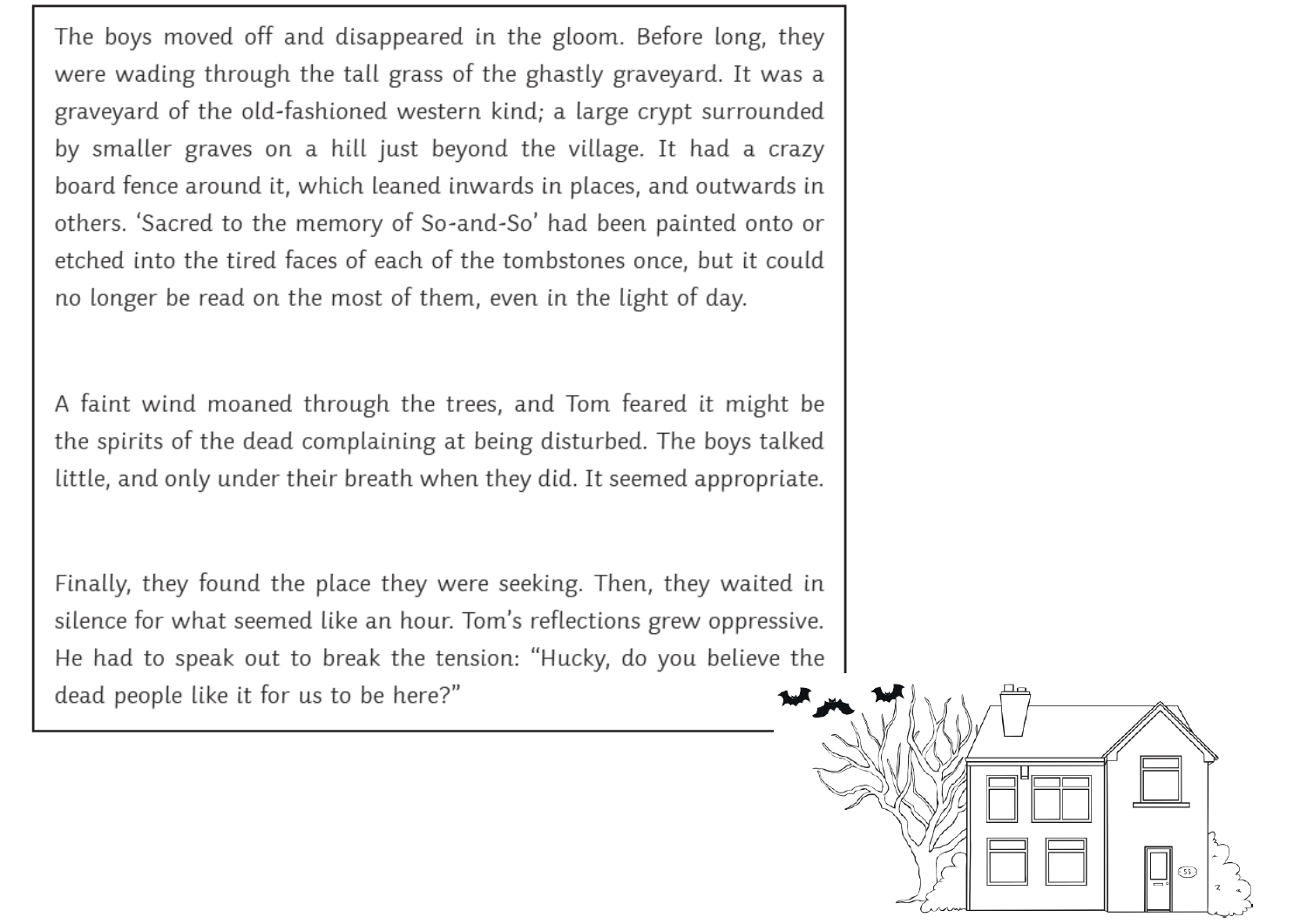The boys moved off and disappeared in the gloom. Before long, they were wading through the tall grass of the ghastly graveyard. It was a graveyard of the old-fashioned western kind; a large crypt surrounded by smaller graves on a hill just beyond the village. It had a crazy board fence around it, which leaned inwards in places, and outwards in others. 'Sacred to the memory of So-and-So' had been painted onto or etched into the tired faces of each of the tombstones once, but it could no longer be read on the most of them, even in the light of day.

A faint wind moaned through the trees, and Tom feared it might be the spirits of the dead complaining at being disturbed. The boys talked little, and only under their breath when they did. It seemed appropriate.

Finally, they found the place they were seeking. Then, they waited in silence for what seemed like an hour. Tom's reflections grew oppressive. He had to speak out to break the tension: "Hucky, do you believe the dead people like it for us to be here?"